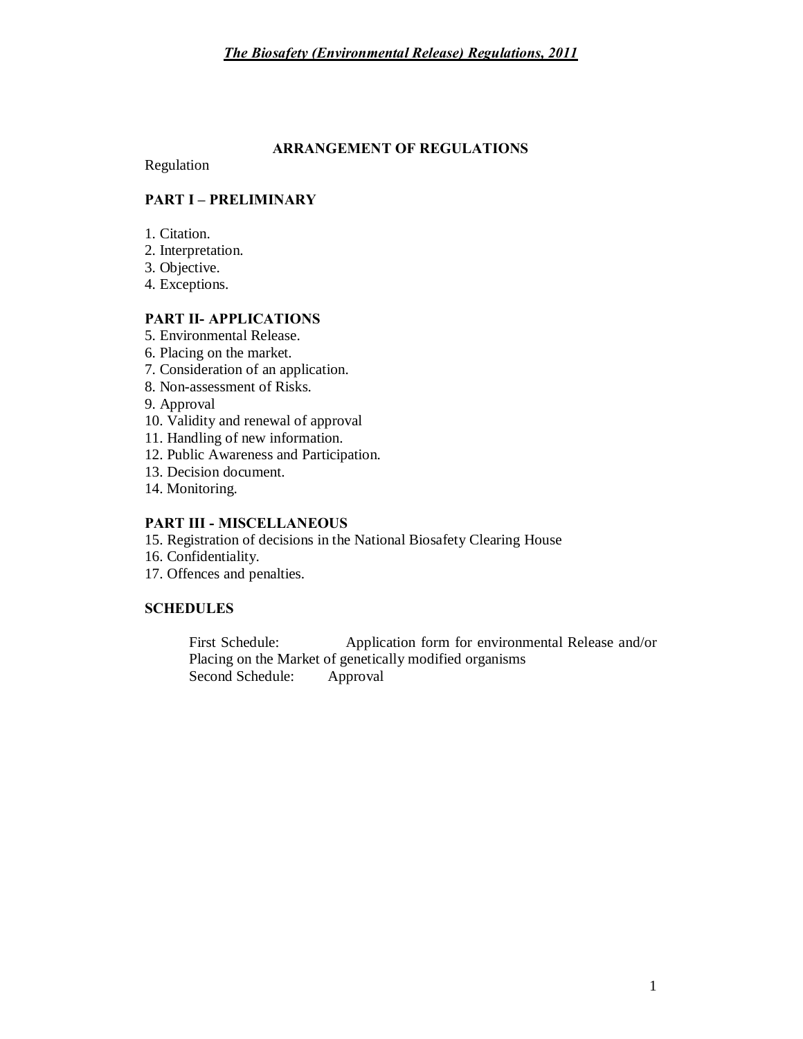***The Biosafety (Environmental Release) Regulations, 2011***

## ARRANGEMENT OF REGULATIONS

Regulation

### PART I – PRELIMINARY

1. Citation.
2. Interpretation.
3. Objective.
4. Exceptions.

### PART II- APPLICATIONS

5. Environmental Release.
6. Placing on the market.
7. Consideration of an application.
8. Non-assessment of Risks.
9. Approval
10. Validity and renewal of approval
11. Handling of new information.
12. Public Awareness and Participation.
13. Decision document.
14. Monitoring.

### PART III - MISCELLANEOUS

15. Registration of decisions in the National Biosafety Clearing House
16. Confidentiality.
17. Offences and penalties.

### SCHEDULES

First Schedule: Application form for environmental Release and/or Placing on the Market of genetically modified organisms
Second Schedule: Approval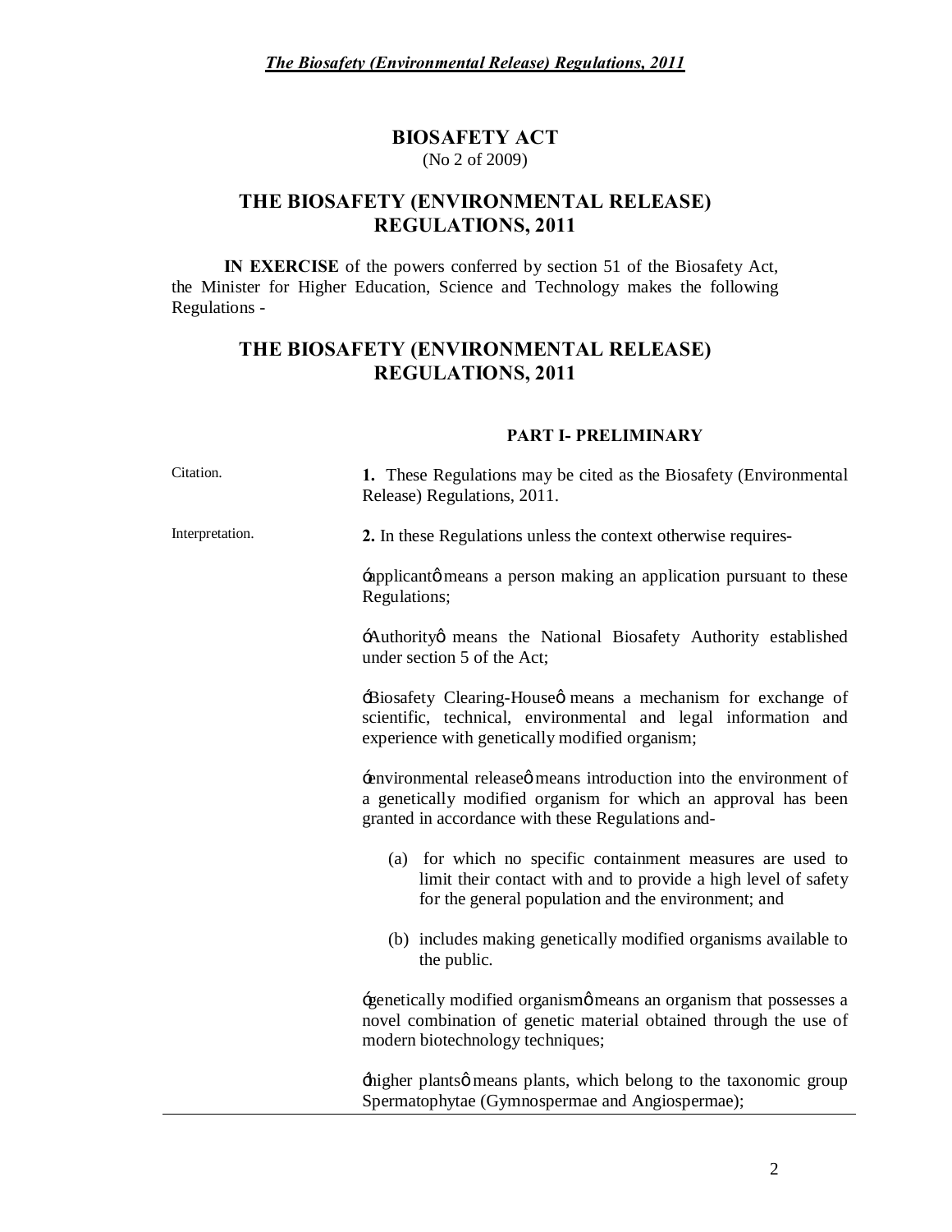# BIOSAFETY ACT

(No 2 of 2009)

## THE BIOSAFETY (ENVIRONMENTAL RELEASE) REGULATIONS, 2011

**IN EXERCISE** of the powers conferred by section 51 of the Biosafety Act, the Minister for Higher Education, Science and Technology makes the following Regulations -

## THE BIOSAFETY (ENVIRONMENTAL RELEASE) REGULATIONS, 2011

### PART I- PRELIMINARY

Citation.

**1.** These Regulations may be cited as the Biosafety (Environmental Release) Regulations, 2011.

Interpretation.

**2.** In these Regulations unless the context otherwise requires-

ʻapplicantʼ means a person making an application pursuant to these Regulations;

ʻAuthorityʼ means the National Biosafety Authority established under section 5 of the Act;

ʻBiosafety Clearing-Houseʼ means a mechanism for exchange of scientific, technical, environmental and legal information and experience with genetically modified organism;

ʻenvironmental releaseʼ means introduction into the environment of a genetically modified organism for which an approval has been granted in accordance with these Regulations and-

(a) for which no specific containment measures are used to limit their contact with and to provide a high level of safety for the general population and the environment; and

(b) includes making genetically modified organisms available to the public.

ʻgenetically modified organismʼ means an organism that possesses a novel combination of genetic material obtained through the use of modern biotechnology techniques;

ʻhigher plantsʼ means plants, which belong to the taxonomic group Spermatophytae (Gymnospermae and Angiospermae);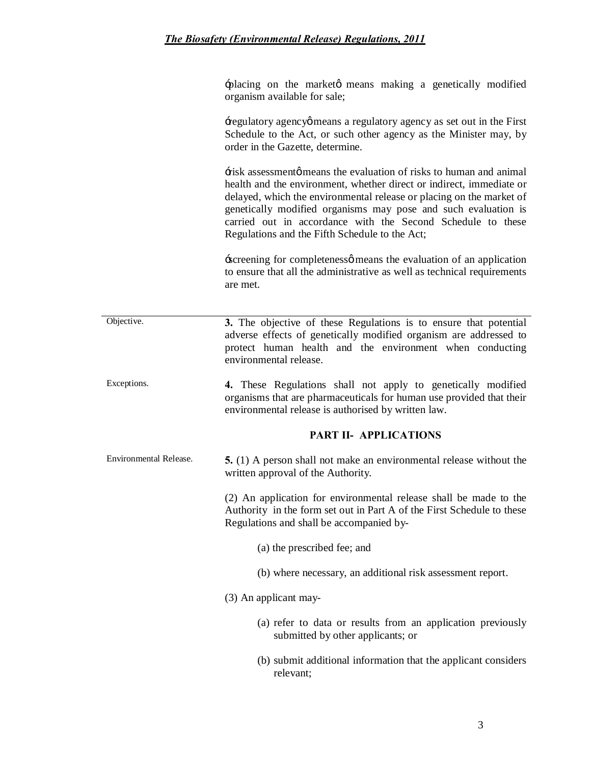óplacing on the marketö means making a genetically modified organism available for sale;

óregulatory agencyö means a regulatory agency as set out in the First Schedule to the Act, or such other agency as the Minister may, by order in the Gazette, determine.

órisk assessmentö means the evaluation of risks to human and animal health and the environment, whether direct or indirect, immediate or delayed, which the environmental release or placing on the market of genetically modified organisms may pose and such evaluation is carried out in accordance with the Second Schedule to these Regulations and the Fifth Schedule to the Act;

óscreening for completenessö means the evaluation of an application to ensure that all the administrative as well as technical requirements are met.

Objective.

**3.** The objective of these Regulations is to ensure that potential adverse effects of genetically modified organism are addressed to protect human health and the environment when conducting environmental release.

Exceptions.

**4.** These Regulations shall not apply to genetically modified organisms that are pharmaceuticals for human use provided that their environmental release is authorised by written law.

## PART II- APPLICATIONS

Environmental Release.

**5.** (1) A person shall not make an environmental release without the written approval of the Authority.

(2) An application for environmental release shall be made to the Authority in the form set out in Part A of the First Schedule to these Regulations and shall be accompanied by-

(a) the prescribed fee; and

(b) where necessary, an additional risk assessment report.

(3) An applicant may-

(a) refer to data or results from an application previously submitted by other applicants; or

(b) submit additional information that the applicant considers relevant;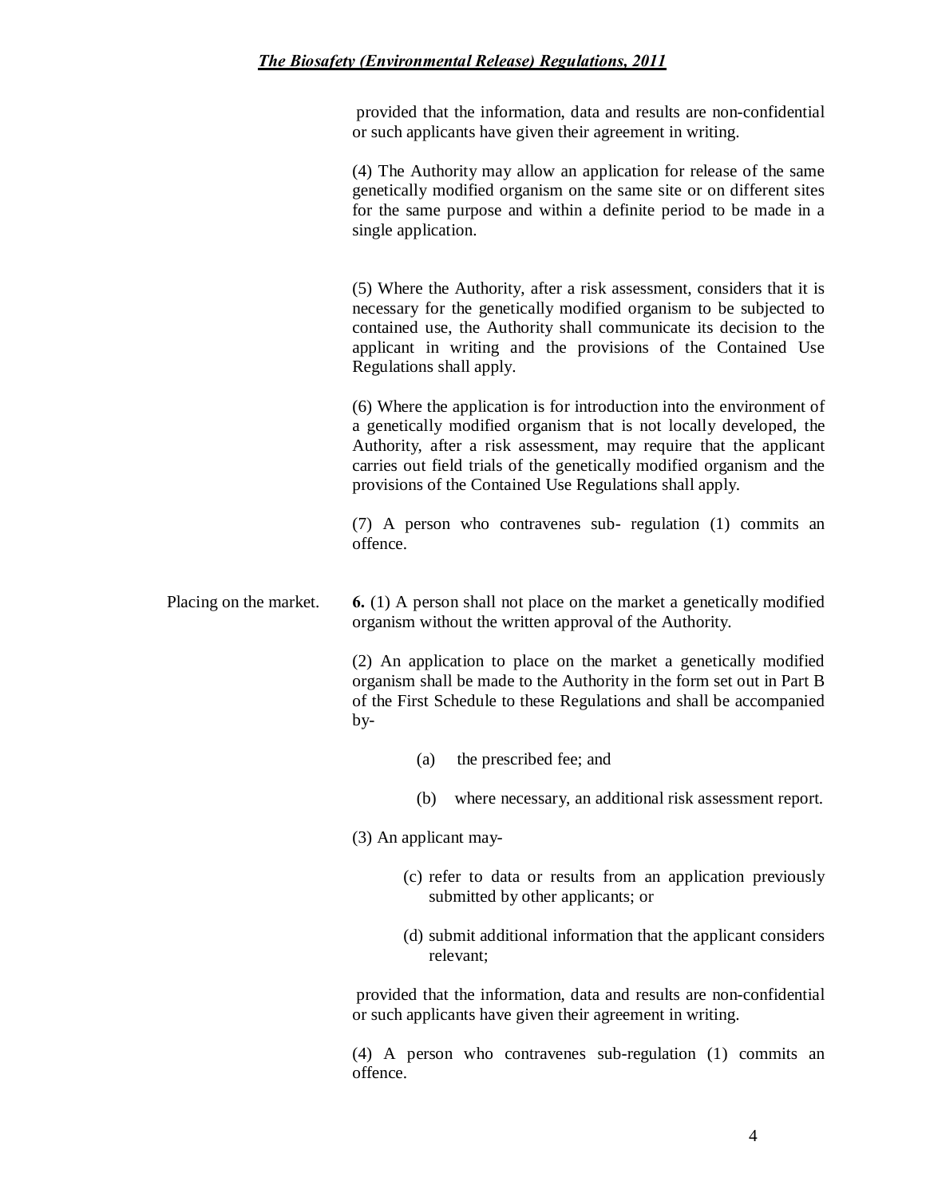provided that the information, data and results are non-confidential or such applicants have given their agreement in writing.

(4) The Authority may allow an application for release of the same genetically modified organism on the same site or on different sites for the same purpose and within a definite period to be made in a single application.

(5) Where the Authority, after a risk assessment, considers that it is necessary for the genetically modified organism to be subjected to contained use, the Authority shall communicate its decision to the applicant in writing and the provisions of the Contained Use Regulations shall apply.

(6) Where the application is for introduction into the environment of a genetically modified organism that is not locally developed, the Authority, after a risk assessment, may require that the applicant carries out field trials of the genetically modified organism and the provisions of the Contained Use Regulations shall apply.

(7) A person who contravenes sub- regulation (1) commits an offence.

Placing on the market.

**6.** (1) A person shall not place on the market a genetically modified organism without the written approval of the Authority.

(2) An application to place on the market a genetically modified organism shall be made to the Authority in the form set out in Part B of the First Schedule to these Regulations and shall be accompanied by-

(a) the prescribed fee; and

(b) where necessary, an additional risk assessment report.

(3) An applicant may-

(c) refer to data or results from an application previously submitted by other applicants; or

(d) submit additional information that the applicant considers relevant;

provided that the information, data and results are non-confidential or such applicants have given their agreement in writing.

(4) A person who contravenes sub-regulation (1) commits an offence.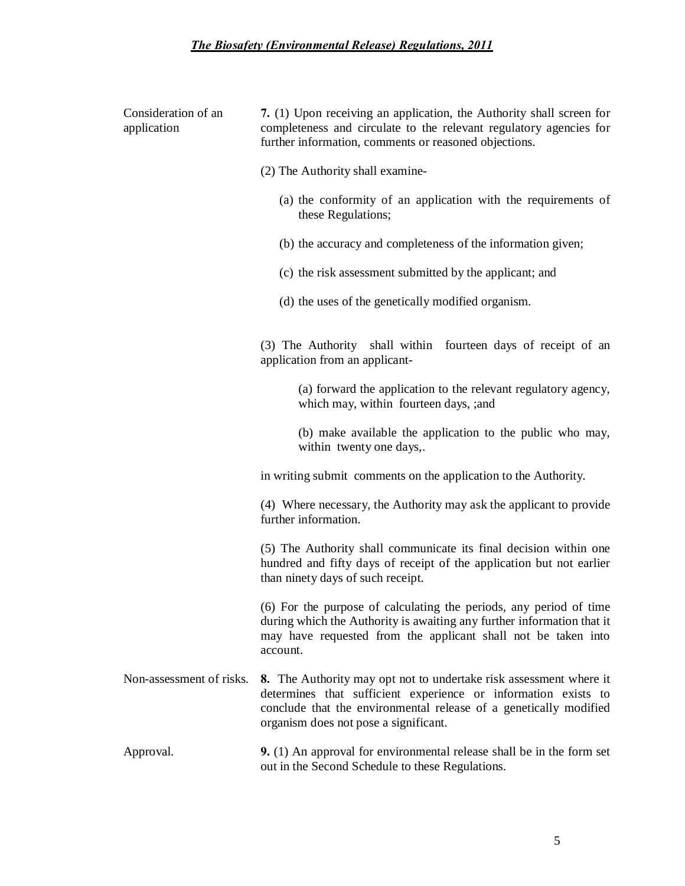Consideration of an application

**7.** (1) Upon receiving an application, the Authority shall screen for completeness and circulate to the relevant regulatory agencies for further information, comments or reasoned objections.

(2) The Authority shall examine-

(a) the conformity of an application with the requirements of these Regulations;

(b) the accuracy and completeness of the information given;

(c) the risk assessment submitted by the applicant; and

(d) the uses of the genetically modified organism.

(3) The Authority shall within fourteen days of receipt of an application from an applicant-

(a) forward the application to the relevant regulatory agency, which may, within fourteen days, ;and

(b) make available the application to the public who may, within twenty one days,.

in writing submit comments on the application to the Authority.

(4) Where necessary, the Authority may ask the applicant to provide further information.

(5) The Authority shall communicate its final decision within one hundred and fifty days of receipt of the application but not earlier than ninety days of such receipt.

(6) For the purpose of calculating the periods, any period of time during which the Authority is awaiting any further information that it may have requested from the applicant shall not be taken into account.

Non-assessment of risks.

**8.** The Authority may opt not to undertake risk assessment where it determines that sufficient experience or information exists to conclude that the environmental release of a genetically modified organism does not pose a significant.

Approval.

**9.** (1) An approval for environmental release shall be in the form set out in the Second Schedule to these Regulations.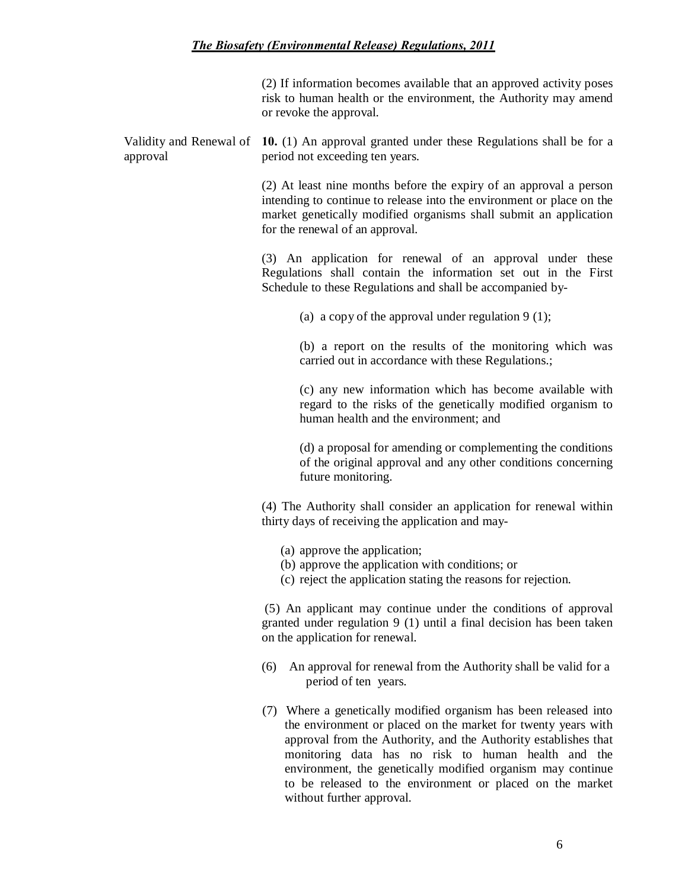(2) If information becomes available that an approved activity poses risk to human health or the environment, the Authority may amend or revoke the approval.

Validity and Renewal of approval

**10.** (1) An approval granted under these Regulations shall be for a period not exceeding ten years.

(2) At least nine months before the expiry of an approval a person intending to continue to release into the environment or place on the market genetically modified organisms shall submit an application for the renewal of an approval.

(3) An application for renewal of an approval under these Regulations shall contain the information set out in the First Schedule to these Regulations and shall be accompanied by-

(a) a copy of the approval under regulation 9 (1);

(b) a report on the results of the monitoring which was carried out in accordance with these Regulations.;

(c) any new information which has become available with regard to the risks of the genetically modified organism to human health and the environment; and

(d) a proposal for amending or complementing the conditions of the original approval and any other conditions concerning future monitoring.

(4) The Authority shall consider an application for renewal within thirty days of receiving the application and may-

(a) approve the application;
(b) approve the application with conditions; or
(c) reject the application stating the reasons for rejection.

(5) An applicant may continue under the conditions of approval granted under regulation 9 (1) until a final decision has been taken on the application for renewal.

(6) An approval for renewal from the Authority shall be valid for a period of ten years.

(7) Where a genetically modified organism has been released into the environment or placed on the market for twenty years with approval from the Authority, and the Authority establishes that monitoring data has no risk to human health and the environment, the genetically modified organism may continue to be released to the environment or placed on the market without further approval.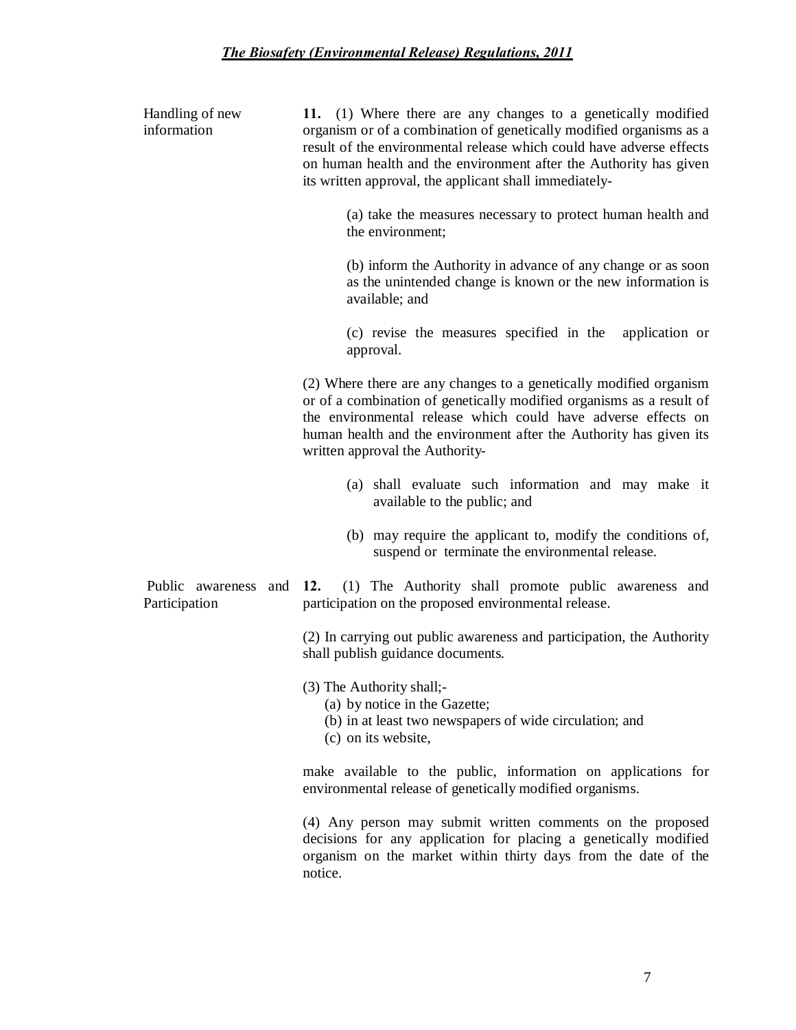**Handling of new information**

**11.** (1) Where there are any changes to a genetically modified organism or of a combination of genetically modified organisms as a result of the environmental release which could have adverse effects on human health and the environment after the Authority has given its written approval, the applicant shall immediately-

(a) take the measures necessary to protect human health and the environment;

(b) inform the Authority in advance of any change or as soon as the unintended change is known or the new information is available; and

(c) revise the measures specified in the application or approval.

(2) Where there are any changes to a genetically modified organism or of a combination of genetically modified organisms as a result of the environmental release which could have adverse effects on human health and the environment after the Authority has given its written approval the Authority-

(a) shall evaluate such information and may make it available to the public; and

(b) may require the applicant to, modify the conditions of, suspend or terminate the environmental release.

**Public awareness and Participation**

**12.** (1) The Authority shall promote public awareness and participation on the proposed environmental release.

(2) In carrying out public awareness and participation, the Authority shall publish guidance documents.

(3) The Authority shall;-

(a) by notice in the Gazette;

(b) in at least two newspapers of wide circulation; and

(c) on its website,

make available to the public, information on applications for environmental release of genetically modified organisms.

(4) Any person may submit written comments on the proposed decisions for any application for placing a genetically modified organism on the market within thirty days from the date of the notice.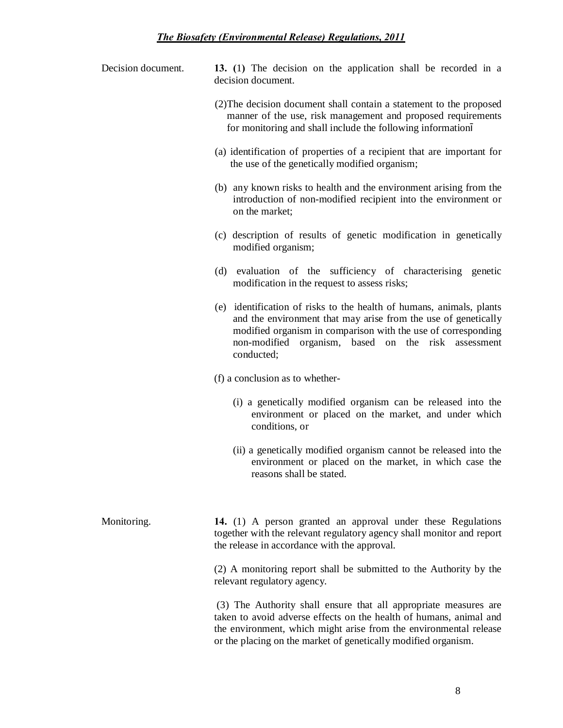**Decision document.**

**13. (1)** The decision on the application shall be recorded in a decision document.

(2)The decision document shall contain a statement to the proposed manner of the use, risk management and proposed requirements for monitoring and shall include the following information–

(a) identification of properties of a recipient that are important for the use of the genetically modified organism;

(b) any known risks to health and the environment arising from the introduction of non-modified recipient into the environment or on the market;

(c) description of results of genetic modification in genetically modified organism;

(d) evaluation of the sufficiency of characterising genetic modification in the request to assess risks;

(e) identification of risks to the health of humans, animals, plants and the environment that may arise from the use of genetically modified organism in comparison with the use of corresponding non-modified organism, based on the risk assessment conducted;

(f) a conclusion as to whether-

(i) a genetically modified organism can be released into the environment or placed on the market, and under which conditions, or

(ii) a genetically modified organism cannot be released into the environment or placed on the market, in which case the reasons shall be stated.

**Monitoring.**

**14.** (1) A person granted an approval under these Regulations together with the relevant regulatory agency shall monitor and report the release in accordance with the approval.

(2) A monitoring report shall be submitted to the Authority by the relevant regulatory agency.

(3) The Authority shall ensure that all appropriate measures are taken to avoid adverse effects on the health of humans, animal and the environment, which might arise from the environmental release or the placing on the market of genetically modified organism.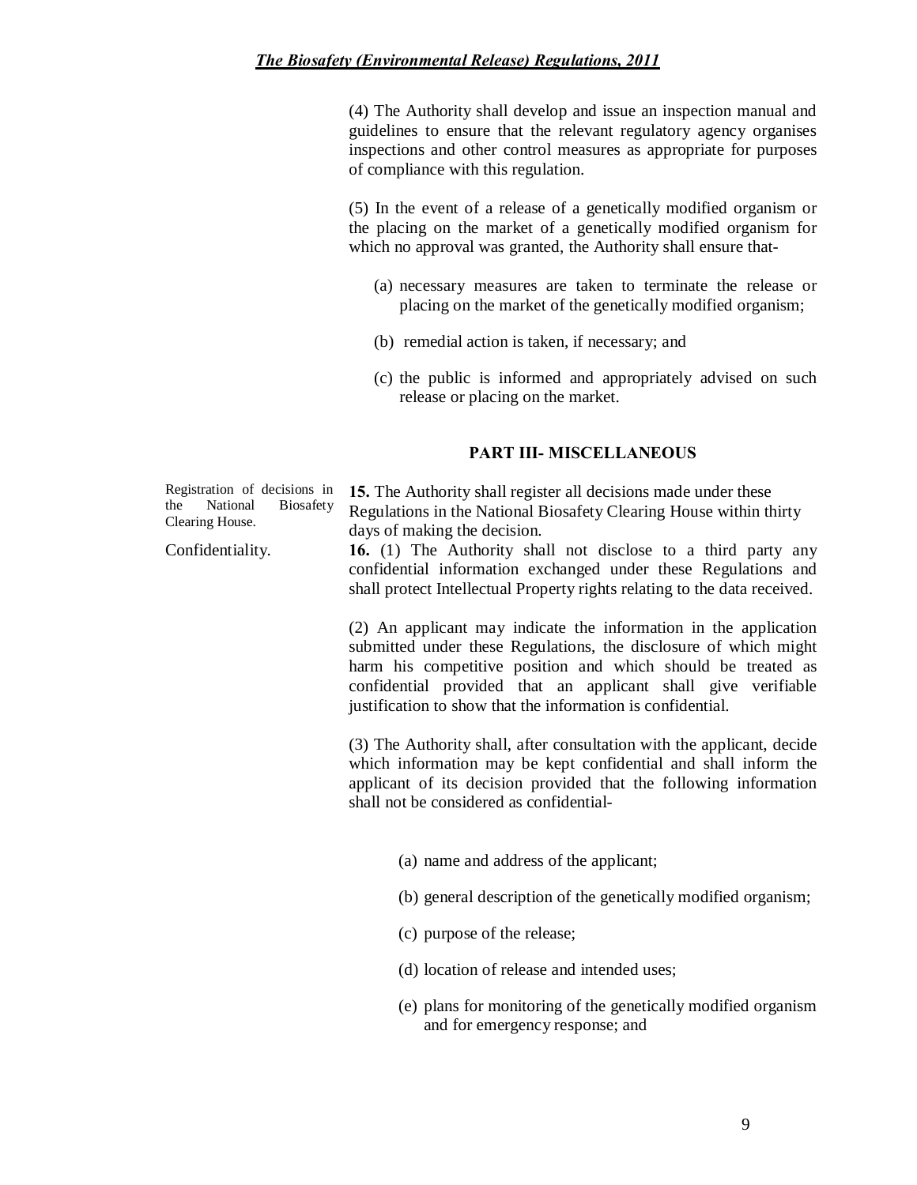(4) The Authority shall develop and issue an inspection manual and guidelines to ensure that the relevant regulatory agency organises inspections and other control measures as appropriate for purposes of compliance with this regulation.

(5) In the event of a release of a genetically modified organism or the placing on the market of a genetically modified organism for which no approval was granted, the Authority shall ensure that-

(a) necessary measures are taken to terminate the release or placing on the market of the genetically modified organism;

(b) remedial action is taken, if necessary; and

(c) the public is informed and appropriately advised on such release or placing on the market.

## PART III- MISCELLANEOUS

Registration of decisions in the National Biosafety Clearing House.

**15.** The Authority shall register all decisions made under these Regulations in the National Biosafety Clearing House within thirty days of making the decision.

Confidentiality.

**16.** (1) The Authority shall not disclose to a third party any confidential information exchanged under these Regulations and shall protect Intellectual Property rights relating to the data received.

(2) An applicant may indicate the information in the application submitted under these Regulations, the disclosure of which might harm his competitive position and which should be treated as confidential provided that an applicant shall give verifiable justification to show that the information is confidential.

(3) The Authority shall, after consultation with the applicant, decide which information may be kept confidential and shall inform the applicant of its decision provided that the following information shall not be considered as confidential-

(a) name and address of the applicant;

(b) general description of the genetically modified organism;

(c) purpose of the release;

(d) location of release and intended uses;

(e) plans for monitoring of the genetically modified organism and for emergency response; and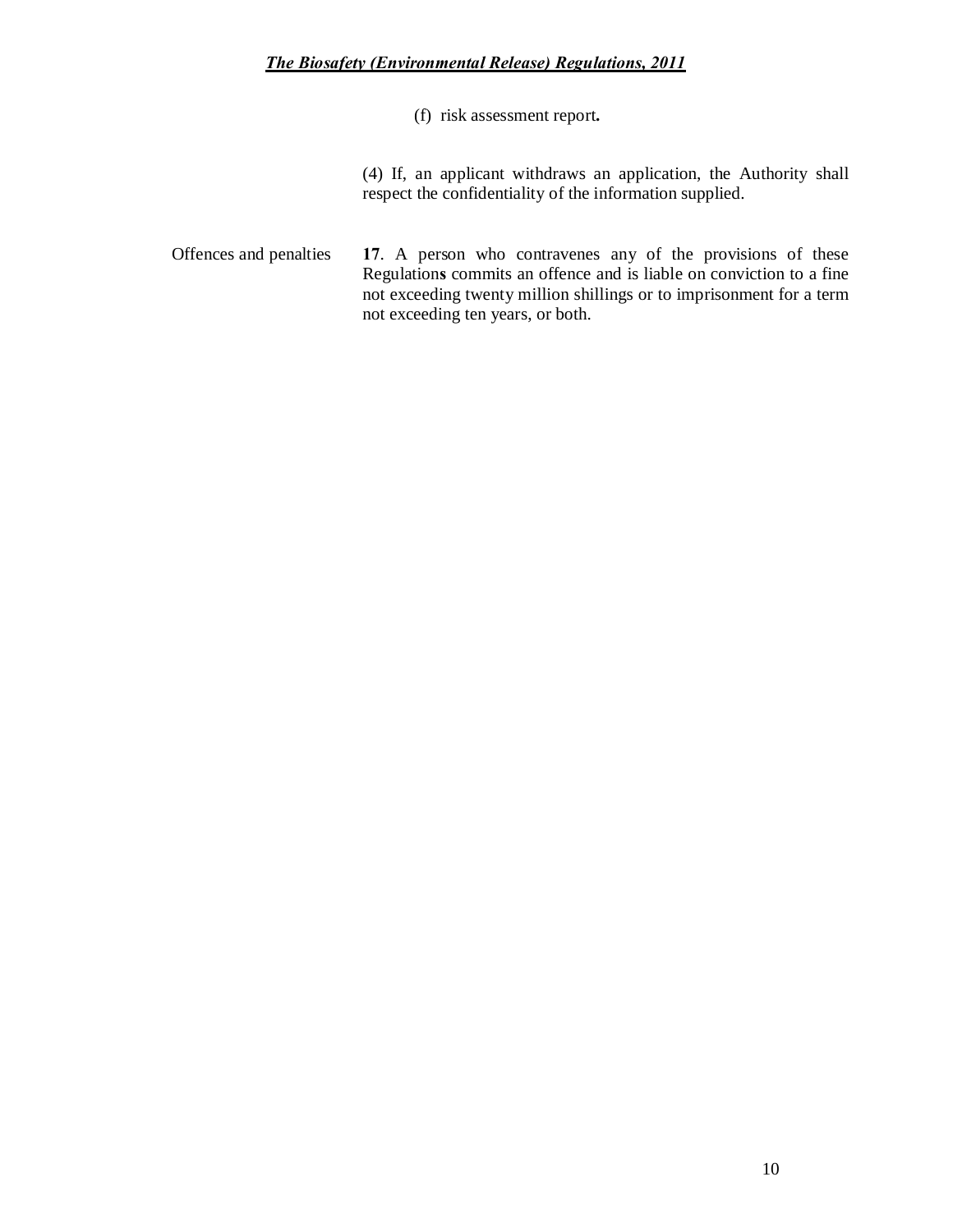(f) risk assessment report.

(4) If, an applicant withdraws an application, the Authority shall respect the confidentiality of the information supplied.

Offences and penalties

**17**. A person who contravenes any of the provisions of these Regulations commits an offence and is liable on conviction to a fine not exceeding twenty million shillings or to imprisonment for a term not exceeding ten years, or both.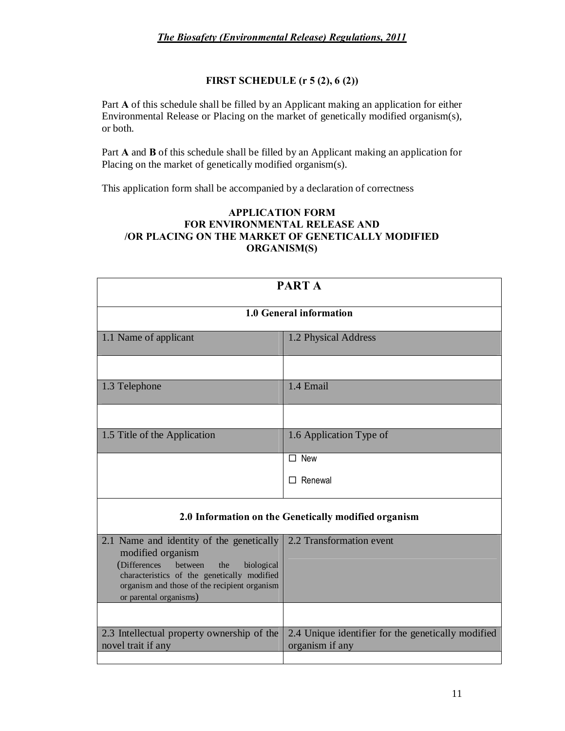# FIRST SCHEDULE (r 5 (2), 6 (2))

Part **A** of this schedule shall be filled by an Applicant making an application for either Environmental Release or Placing on the market of genetically modified organism(s), or both.

Part **A** and **B** of this schedule shall be filled by an Applicant making an application for Placing on the market of genetically modified organism(s).

This application form shall be accompanied by a declaration of correctness

## APPLICATION FORM FOR ENVIRONMENTAL RELEASE AND /OR PLACING ON THE MARKET OF GENETICALLY MODIFIED ORGANISM(S)

| **PART A** | |
|---|---|
| **1.0 General information** | |
| 1.1 Name of applicant | 1.2 Physical Address |
| | |
| 1.3 Telephone | 1.4 Email |
| | |
| 1.5 Title of the Application | 1.6 Application Type of |
| | ☐ New<br>☐ Renewal |
| **2.0 Information on the Genetically modified organism** | |
| 2.1 Name and identity of the genetically modified organism<br>(Differences between the biological characteristics of the genetically modified organism and those of the recipient organism or parental organisms) | 2.2 Transformation event |
| | |
| 2.3 Intellectual property ownership of the novel trait if any | 2.4 Unique identifier for the genetically modified organism if any |
| | |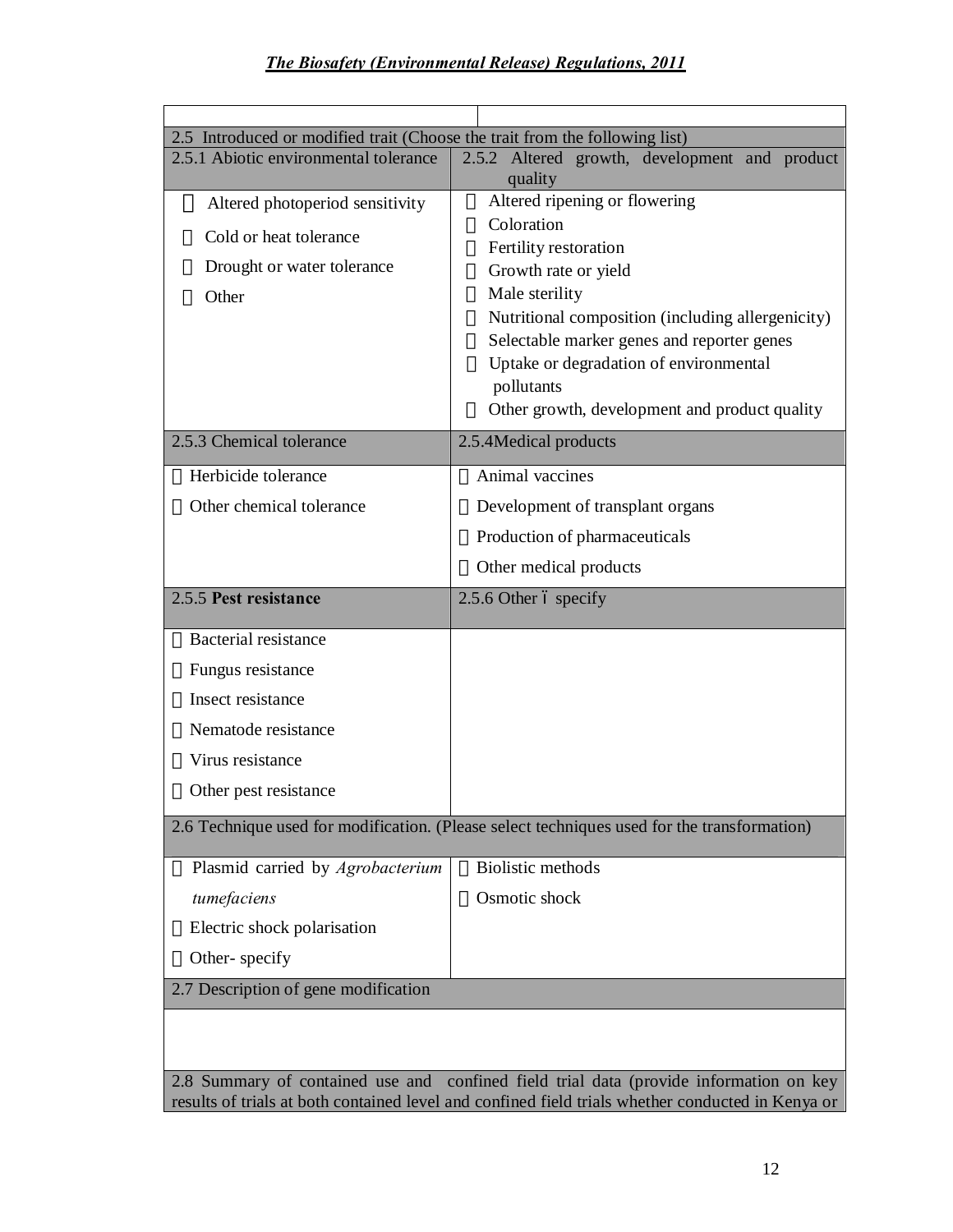| | |
|---|---|
| **2.5 Introduced or modified trait (Choose the trait from the following list)** | |
| **2.5.1 Abiotic environmental tolerance** | **2.5.2 Altered growth, development and product quality** |
| Altered photoperiod sensitivity<br>Cold or heat tolerance<br>Drought or water tolerance<br>Other | Altered ripening or flowering<br>Coloration<br>Fertility restoration<br>Growth rate or yield<br>Male sterility<br>Nutritional composition (including allergenicity)<br>Selectable marker genes and reporter genes<br>Uptake or degradation of environmental pollutants<br>Other growth, development and product quality |
| **2.5.3 Chemical tolerance** | **2.5.4 Medical products** |
| Herbicide tolerance<br>Other chemical tolerance | Animal vaccines<br>Development of transplant organs<br>Production of pharmaceuticals<br>Other medical products |
| **2.5.5 Pest resistance** | **2.5.6 Other – specify** |
| Bacterial resistance<br>Fungus resistance<br>Insect resistance<br>Nematode resistance<br>Virus resistance<br>Other pest resistance | |
| **2.6 Technique used for modification. (Please select techniques used for the transformation)** | |
| Plasmid carried by *Agrobacterium tumefaciens*<br>Electric shock polarisation<br>Other- specify | Biolistic methods<br>Osmotic shock |
| **2.7 Description of gene modification** | |
| | |
| **2.8 Summary of contained use and confined field trial data (provide information on key results of trials at both contained level and confined field trials whether conducted in Kenya or** | |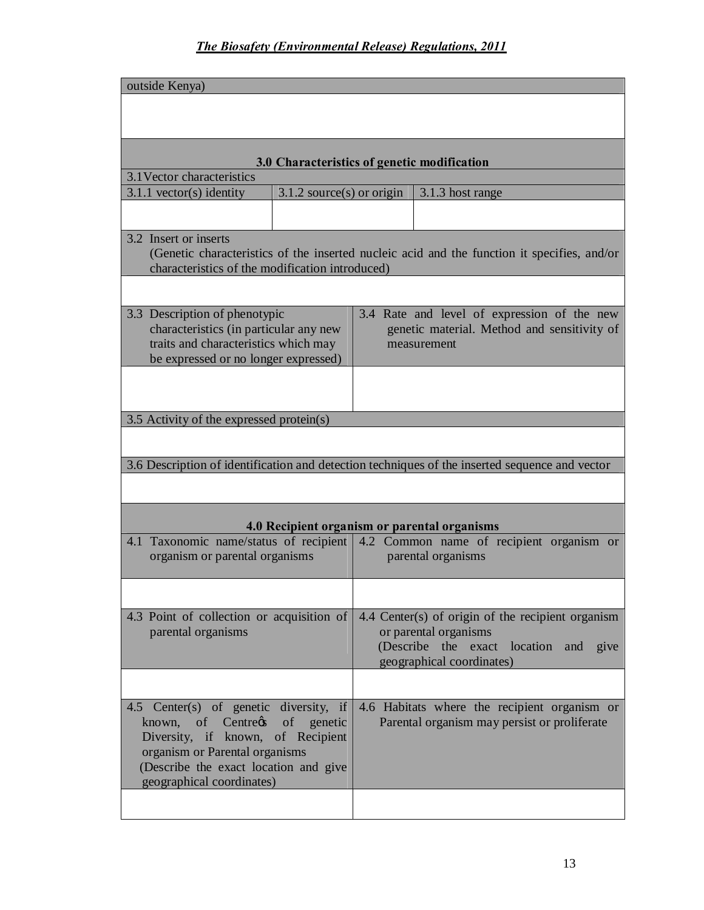| outside Kenya) | | |
|---|---|---|
| | | |
| **3.0 Characteristics of genetic modification** | | |
| 3.1 Vector characteristics | | |
| 3.1.1 vector(s) identity | 3.1.2 source(s) or origin | 3.1.3 host range |
| | | |
| 3.2 Insert or inserts (Genetic characteristics of the inserted nucleic acid and the function it specifies, and/or characteristics of the modification introduced) | | |
| | | |

| 3.3 Description of phenotypic characteristics (in particular any new traits and characteristics which may be expressed or no longer expressed) | 3.4 Rate and level of expression of the new genetic material. Method and sensitivity of measurement |
|---|---|
| | |
| 3.5 Activity of the expressed protein(s) | |
| | |
| 3.6 Description of identification and detection techniques of the inserted sequence and vector | |
| | |
| **4.0 Recipient organism or parental organisms** | |
| 4.1 Taxonomic name/status of recipient organism or parental organisms | 4.2 Common name of recipient organism or parental organisms |
| | |
| 4.3 Point of collection or acquisition of parental organisms | 4.4 Center(s) of origin of the recipient organism or parental organisms (Describe the exact location and give geographical coordinates) |
| | |
| 4.5 Center(s) of genetic diversity, if known, of Centre's of genetic Diversity, if known, of Recipient organism or Parental organisms (Describe the exact location and give geographical coordinates) | 4.6 Habitats where the recipient organism or Parental organism may persist or proliferate |
| | |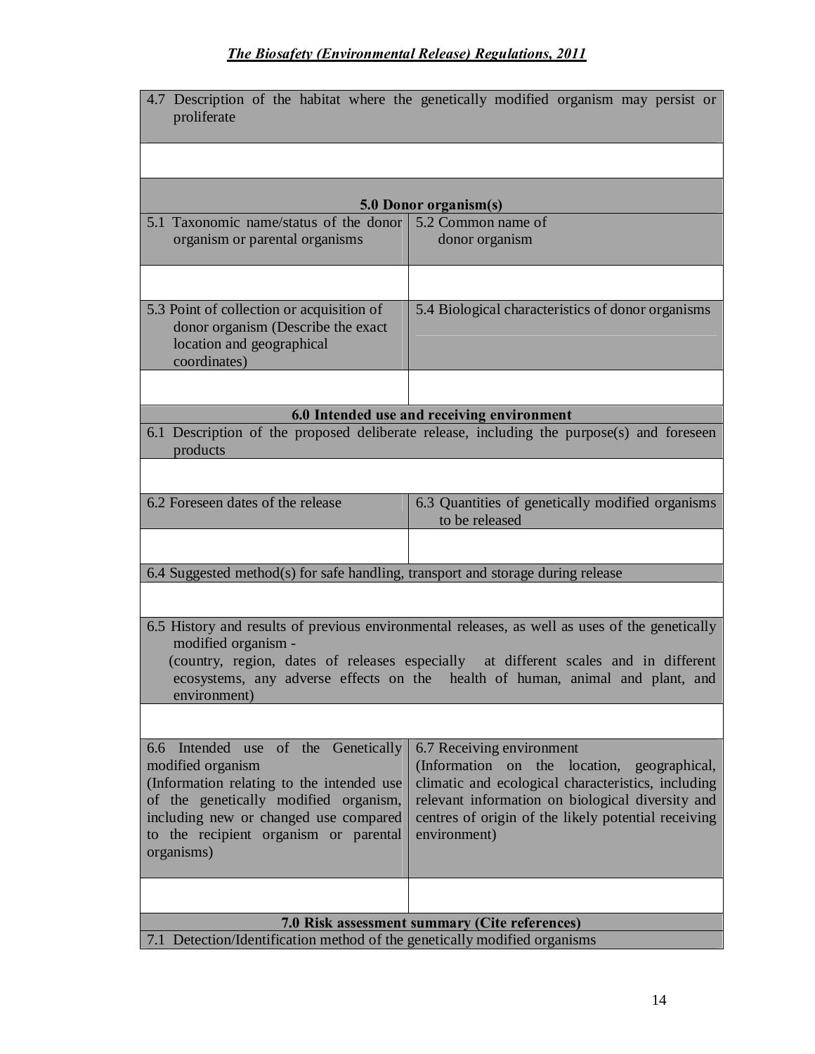| 4.7 Description of the habitat where the genetically modified organism may persist or proliferate | |
|---|---|
| | |
| **5.0 Donor organism(s)** | |
| 5.1 Taxonomic name/status of the donor organism or parental organisms | 5.2 Common name of donor organism |
| | |
| 5.3 Point of collection or acquisition of donor organism (Describe the exact location and geographical coordinates) | 5.4 Biological characteristics of donor organisms |
| | |
| **6.0 Intended use and receiving environment** | |
| 6.1 Description of the proposed deliberate release, including the purpose(s) and foreseen products | |
| | |
| 6.2 Foreseen dates of the release | 6.3 Quantities of genetically modified organisms to be released |
| | |
| 6.4 Suggested method(s) for safe handling, transport and storage during release | |
| | |
| 6.5 History and results of previous environmental releases, as well as uses of the genetically modified organism - (country, region, dates of releases especially at different scales and in different ecosystems, any adverse effects on the health of human, animal and plant, and environment) | |
| | |
| 6.6 Intended use of the Genetically modified organism (Information relating to the intended use of the genetically modified organism, including new or changed use compared to the recipient organism or parental organisms) | 6.7 Receiving environment (Information on the location, geographical, climatic and ecological characteristics, including relevant information on biological diversity and centres of origin of the likely potential receiving environment) |
| | |
| **7.0 Risk assessment summary (Cite references)** | |
| 7.1 Detection/Identification method of the genetically modified organisms | |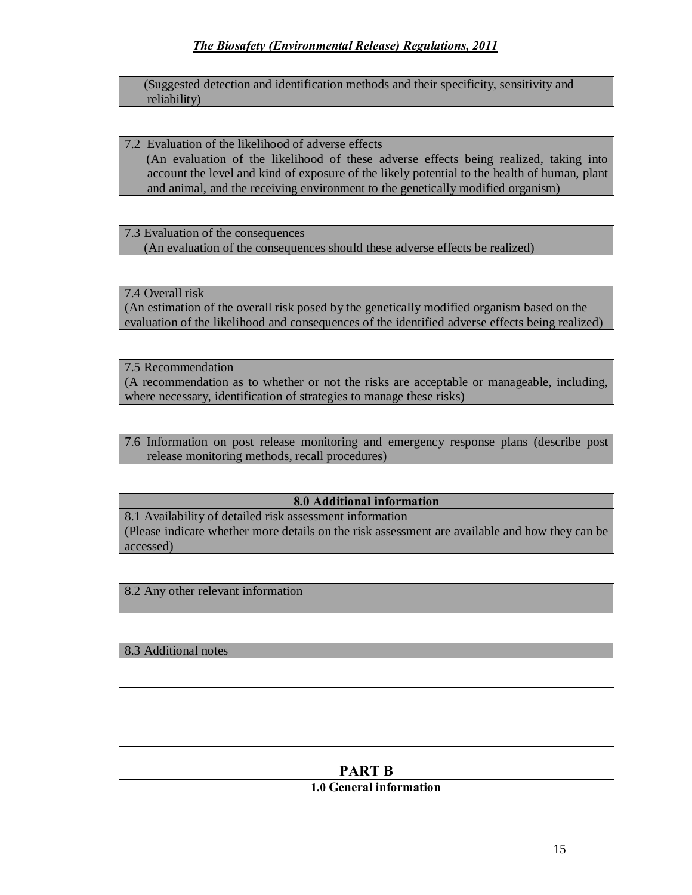| (Suggested detection and identification methods and their specificity, sensitivity and reliability) |
|---|
| |
| 7.2 Evaluation of the likelihood of adverse effects<br>(An evaluation of the likelihood of these adverse effects being realized, taking into account the level and kind of exposure of the likely potential to the health of human, plant and animal, and the receiving environment to the genetically modified organism) |
| |
| 7.3 Evaluation of the consequences<br>(An evaluation of the consequences should these adverse effects be realized) |
| |
| 7.4 Overall risk<br>(An estimation of the overall risk posed by the genetically modified organism based on the evaluation of the likelihood and consequences of the identified adverse effects being realized) |
| |
| 7.5 Recommendation<br>(A recommendation as to whether or not the risks are acceptable or manageable, including, where necessary, identification of strategies to manage these risks) |
| |
| 7.6 Information on post release monitoring and emergency response plans (describe post release monitoring methods, recall procedures) |
| |
| **8.0 Additional information** |
| 8.1 Availability of detailed risk assessment information<br>(Please indicate whether more details on the risk assessment are available and how they can be accessed) |
| |
| 8.2 Any other relevant information |
| |
| 8.3 Additional notes |
| |

| **PART B** |
|---|
| **1.0 General information** |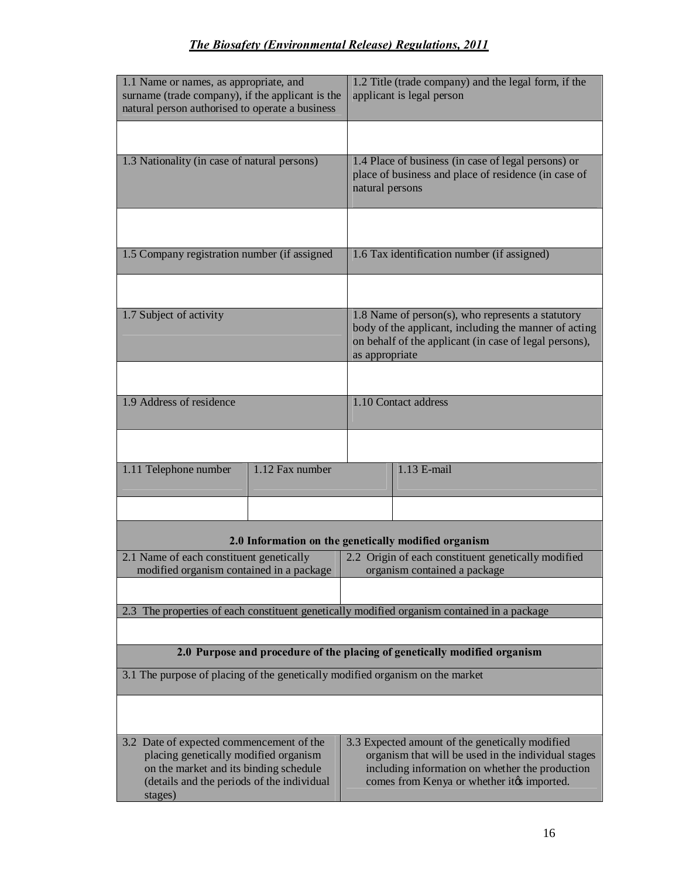| 1.1 Name or names, as appropriate, and surname (trade company), if the applicant is the natural person authorised to operate a business | 1.2 Title (trade company) and the legal form, if the applicant is legal person |
|---|---|
| | |
| 1.3 Nationality (in case of natural persons) | 1.4 Place of business (in case of legal persons) or place of business and place of residence (in case of natural persons |
| | |
| 1.5 Company registration number (if assigned | 1.6 Tax identification number (if assigned) |
| | |
| 1.7 Subject of activity | 1.8 Name of person(s), who represents a statutory body of the applicant, including the manner of acting on behalf of the applicant (in case of legal persons), as appropriate |
| | |
| 1.9 Address of residence | 1.10 Contact address |
| | |

| 1.11 Telephone number | 1.12 Fax number | 1.13 E-mail |
|---|---|---|
| | | |

| **2.0 Information on the genetically modified organism** | |
|---|---|
| 2.1 Name of each constituent genetically modified organism contained in a package | 2.2 Origin of each constituent genetically modified organism contained a package |
| | |
| 2.3 The properties of each constituent genetically modified organism contained in a package | |
| | |

| **2.0 Purpose and procedure of the placing of genetically modified organism** | |
|---|---|
| 3.1 The purpose of placing of the genetically modified organism on the market | |
| | |
| 3.2 Date of expected commencement of the placing genetically modified organism on the market and its binding schedule (details and the periods of the individual stages) | 3.3 Expected amount of the genetically modified organism that will be used in the individual stages including information on whether the production comes from Kenya or whether it's imported. |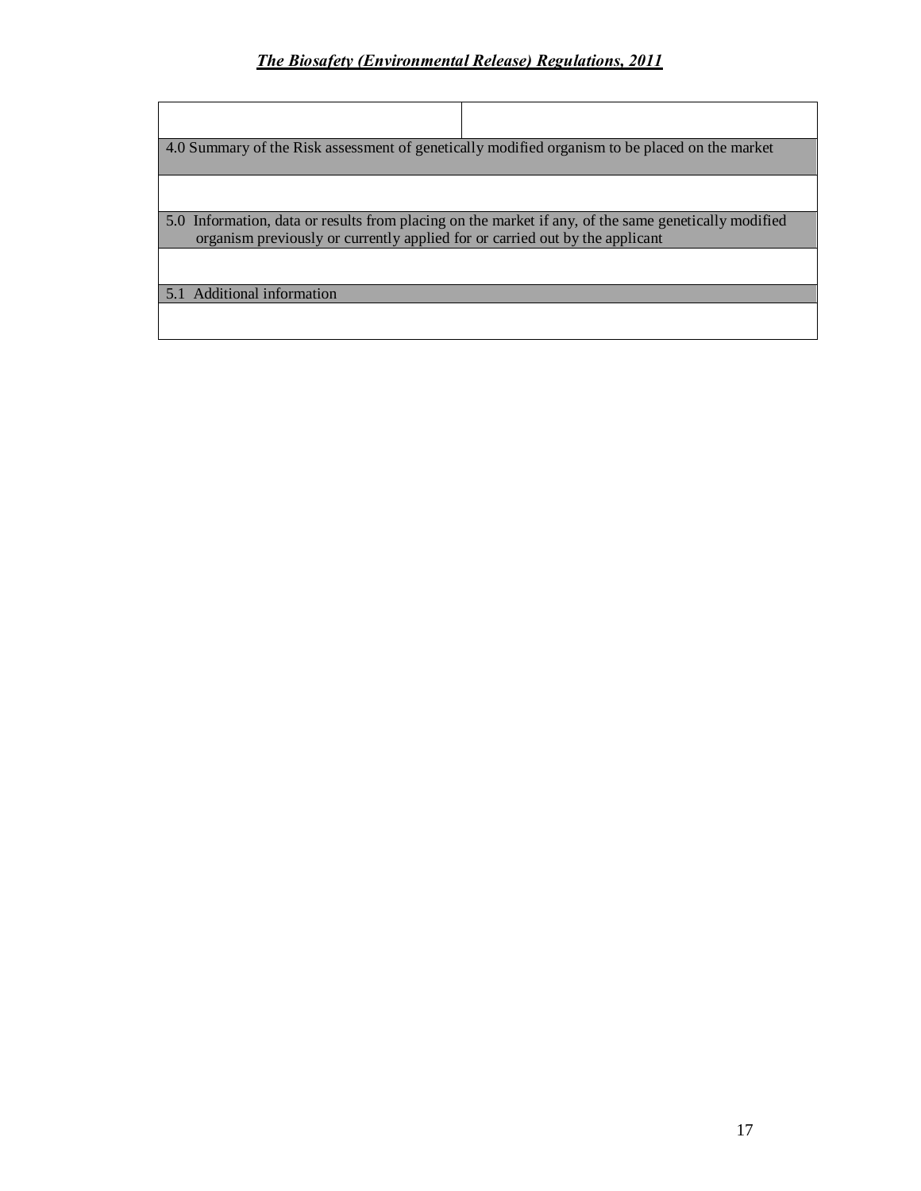| | |
|---|---|
| | |
| 4.0 Summary of the Risk assessment of genetically modified organism to be placed on the market | |
| | |
| 5.0 Information, data or results from placing on the market if any, of the same genetically modified organism previously or currently applied for or carried out by the applicant | |
| | |
| 5.1 Additional information | |
| | |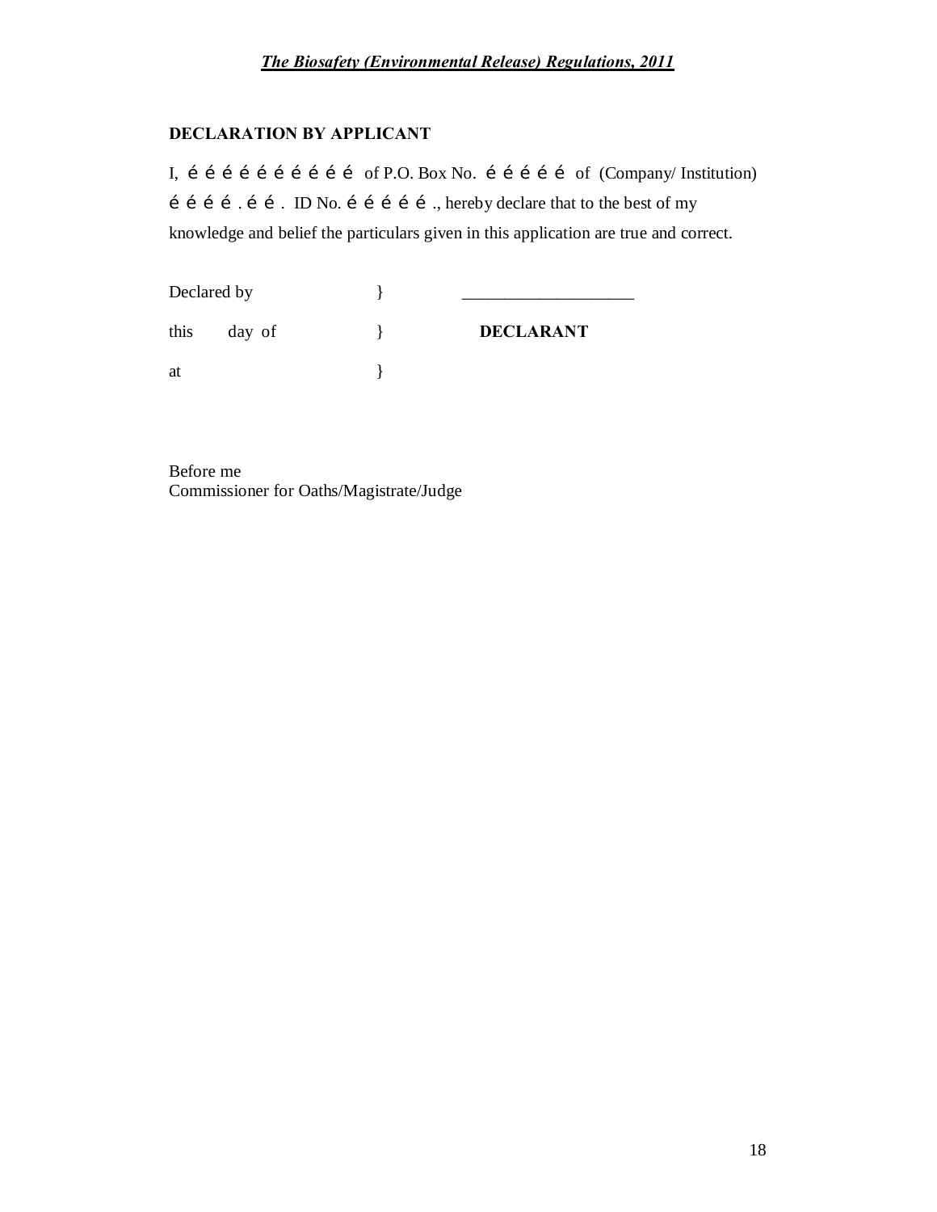## DECLARATION BY APPLICANT

I, é é é é é é é é é é of P.O. Box No. é é é é é of (Company/ Institution) é é é é . é é . ID No. é é é é é ., hereby declare that to the best of my knowledge and belief the particulars given in this application are true and correct.

| | | |
|---|---|---|
| Declared by | } | ____________________ |
| this day of | } | **DECLARANT** |
| at | } | |

Before me
Commissioner for Oaths/Magistrate/Judge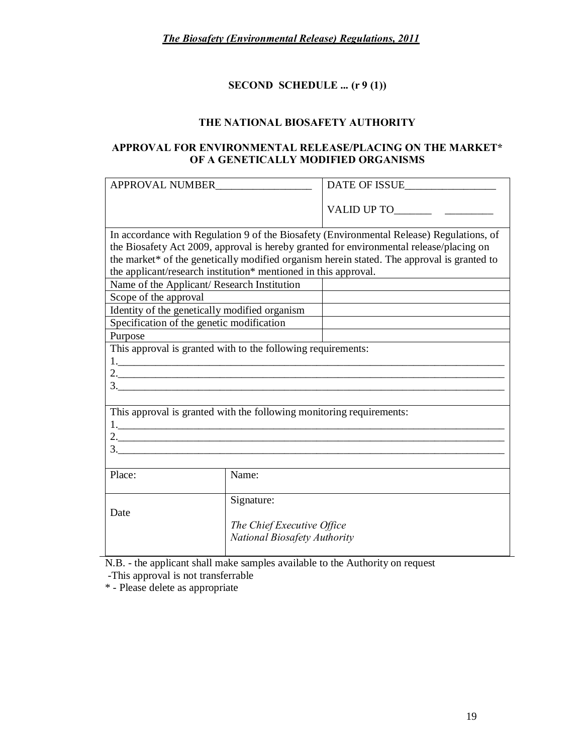## SECOND SCHEDULE ... (r 9 (1))

### THE NATIONAL BIOSAFETY AUTHORITY

### APPROVAL FOR ENVIRONMENTAL RELEASE/PLACING ON THE MARKET* OF A GENETICALLY MODIFIED ORGANISMS

| APPROVAL NUMBER__________________ | DATE OF ISSUE_________________<br><br>VALID UP TO_______ _________ |
|---|---|
| In accordance with Regulation 9 of the Biosafety (Environmental Release) Regulations, of the Biosafety Act 2009, approval is hereby granted for environmental release/placing on the market* of the genetically modified organism herein stated. The approval is granted to the applicant/research institution* mentioned in this approval. | |
| Name of the Applicant/ Research Institution | |
| Scope of the approval | |
| Identity of the genetically modified organism | |
| Specification of the genetic modification | |
| Purpose | |
| This approval is granted with to the following requirements:<br>1.___________________________________________<br>2.___________________________________________<br>3.___________________________________________ | |
| This approval is granted with the following monitoring requirements:<br>1.___________________________________________<br>2.___________________________________________<br>3.___________________________________________ | |

| Place: | Name: |
|---|---|
| Date | Signature:<br><br>*The Chief Executive Office*<br>*National Biosafety Authority* |

N.B. - the applicant shall make samples available to the Authority on request

-This approval is not transferrable

\* - Please delete as appropriate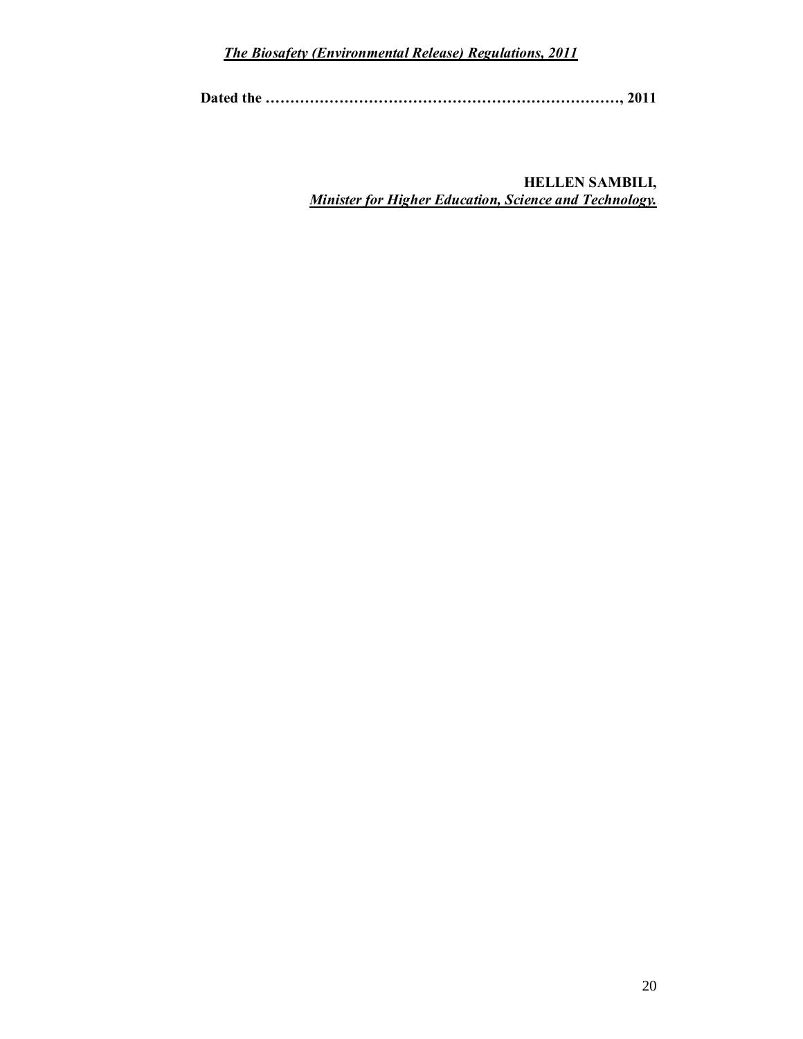**Dated the ………………………………………………………………, 2011**

**HELLEN SAMBILI,**
***Minister for Higher Education, Science and Technology.***